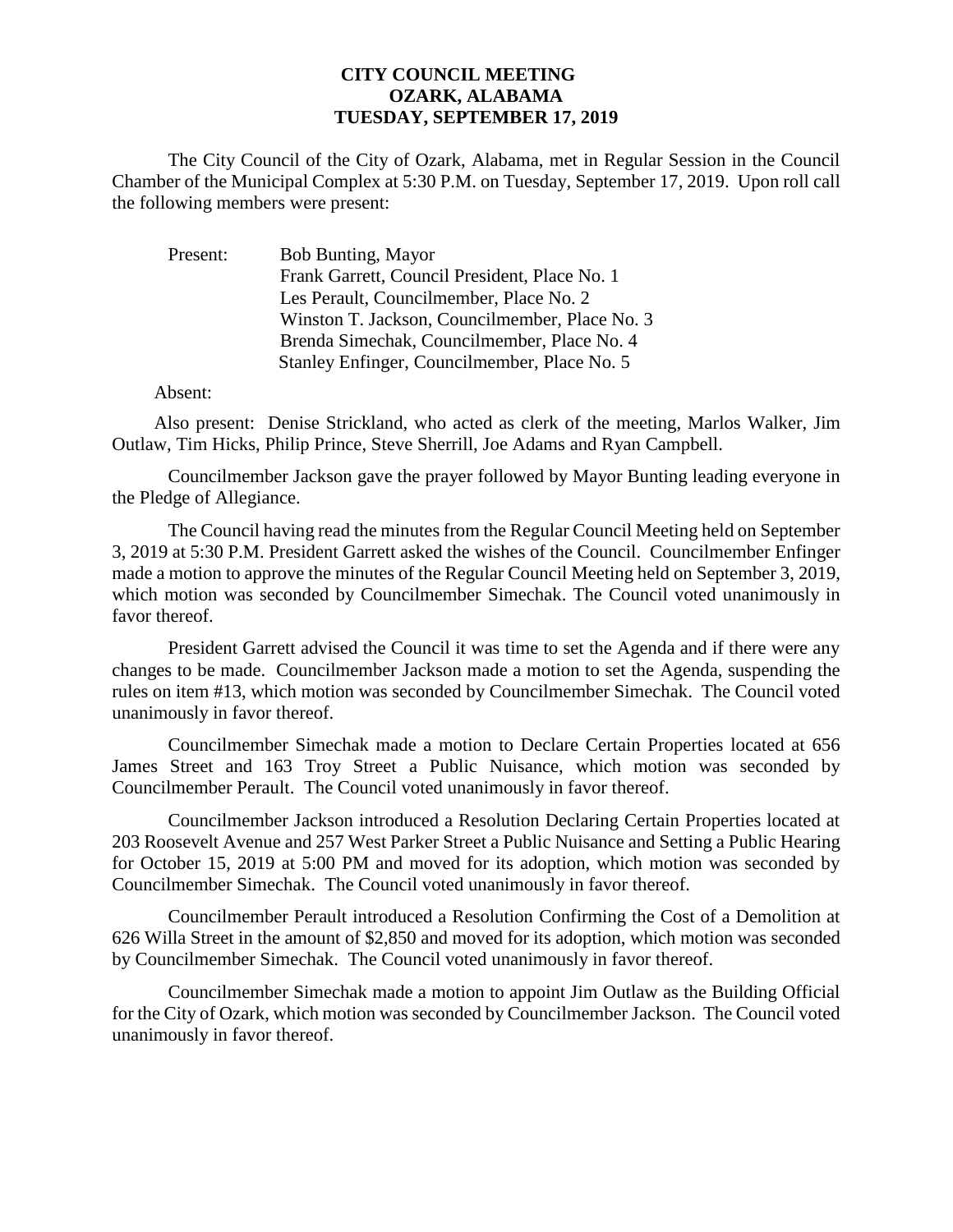**CITY COUNCIL MEETING**
**OZARK, ALABAMA**
**TUESDAY, SEPTEMBER 17, 2019**

The City Council of the City of Ozark, Alabama, met in Regular Session in the Council Chamber of the Municipal Complex at 5:30 P.M. on Tuesday, September 17, 2019. Upon roll call the following members were present:

Present:
- Bob Bunting, Mayor
- Frank Garrett, Council President, Place No. 1
- Les Perault, Councilmember, Place No. 2
- Winston T. Jackson, Councilmember, Place No. 3
- Brenda Simechak, Councilmember, Place No. 4
- Stanley Enfinger, Councilmember, Place No. 5

Absent:

Also present: Denise Strickland, who acted as clerk of the meeting, Marlos Walker, Jim Outlaw, Tim Hicks, Philip Prince, Steve Sherrill, Joe Adams and Ryan Campbell.

Councilmember Jackson gave the prayer followed by Mayor Bunting leading everyone in the Pledge of Allegiance.

The Council having read the minutes from the Regular Council Meeting held on September 3, 2019 at 5:30 P.M. President Garrett asked the wishes of the Council. Councilmember Enfinger made a motion to approve the minutes of the Regular Council Meeting held on September 3, 2019, which motion was seconded by Councilmember Simechak. The Council voted unanimously in favor thereof.

President Garrett advised the Council it was time to set the Agenda and if there were any changes to be made. Councilmember Jackson made a motion to set the Agenda, suspending the rules on item #13, which motion was seconded by Councilmember Simechak. The Council voted unanimously in favor thereof.

Councilmember Simechak made a motion to Declare Certain Properties located at 656 James Street and 163 Troy Street a Public Nuisance, which motion was seconded by Councilmember Perault. The Council voted unanimously in favor thereof.

Councilmember Jackson introduced a Resolution Declaring Certain Properties located at 203 Roosevelt Avenue and 257 West Parker Street a Public Nuisance and Setting a Public Hearing for October 15, 2019 at 5:00 PM and moved for its adoption, which motion was seconded by Councilmember Simechak. The Council voted unanimously in favor thereof.

Councilmember Perault introduced a Resolution Confirming the Cost of a Demolition at 626 Willa Street in the amount of $2,850 and moved for its adoption, which motion was seconded by Councilmember Simechak. The Council voted unanimously in favor thereof.

Councilmember Simechak made a motion to appoint Jim Outlaw as the Building Official for the City of Ozark, which motion was seconded by Councilmember Jackson. The Council voted unanimously in favor thereof.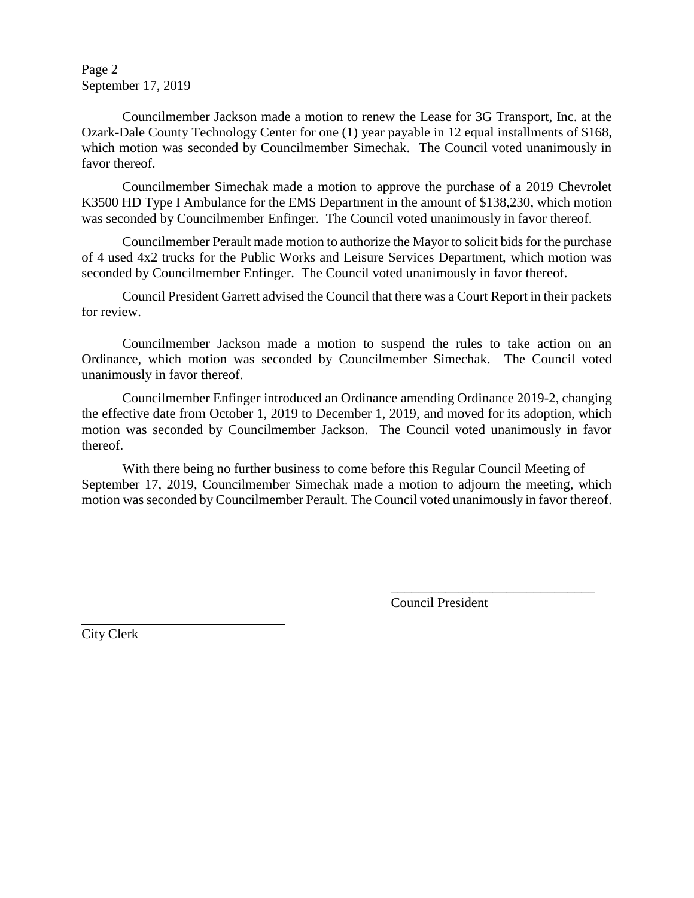Councilmember Jackson made a motion to renew the Lease for 3G Transport, Inc. at the Ozark-Dale County Technology Center for one (1) year payable in 12 equal installments of $168, which motion was seconded by Councilmember Simechak. The Council voted unanimously in favor thereof.

Councilmember Simechak made a motion to approve the purchase of a 2019 Chevrolet K3500 HD Type I Ambulance for the EMS Department in the amount of $138,230, which motion was seconded by Councilmember Enfinger. The Council voted unanimously in favor thereof.

Councilmember Perault made motion to authorize the Mayor to solicit bids for the purchase of 4 used 4x2 trucks for the Public Works and Leisure Services Department, which motion was seconded by Councilmember Enfinger. The Council voted unanimously in favor thereof.

Council President Garrett advised the Council that there was a Court Report in their packets for review.

Councilmember Jackson made a motion to suspend the rules to take action on an Ordinance, which motion was seconded by Councilmember Simechak. The Council voted unanimously in favor thereof.

Councilmember Enfinger introduced an Ordinance amending Ordinance 2019-2, changing the effective date from October 1, 2019 to December 1, 2019, and moved for its adoption, which motion was seconded by Councilmember Jackson. The Council voted unanimously in favor thereof.

With there being no further business to come before this Regular Council Meeting of September 17, 2019, Councilmember Simechak made a motion to adjourn the meeting, which motion was seconded by Councilmember Perault. The Council voted unanimously in favor thereof.

______________________________
Council President

______________________________
City Clerk